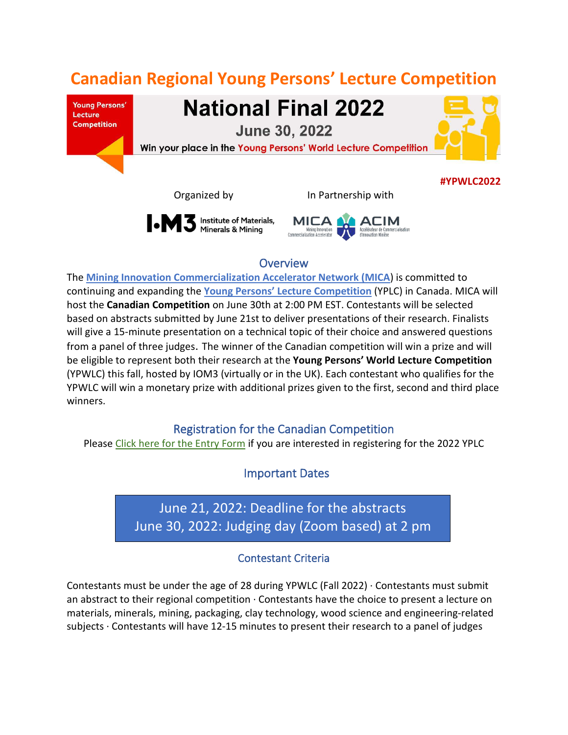# Canadian Regional Young Persons' Lecture Competition

Young Persons' Lecture Competition

## National Final 2022

June 30, 2022

Win your place in the Young Persons' World Lecture Competition

#YPWLC2022

Organized by: IOM3 Institute of Materials, Minerals & Mining

In Partnership with: MICA Mining Innovation Commercialization Accelerator / ACIM Accélérateur de Commercialisation d'Innovation Minière

## Overview

The [Mining Innovation Commercialization Accelerator Network (MICA)]() is committed to continuing and expanding the [Young Persons' Lecture Competition]() (YPLC) in Canada. MICA will host the **Canadian Competition** on June 30th at 2:00 PM EST. Contestants will be selected based on abstracts submitted by June 21st to deliver presentations of their research. Finalists will give a 15-minute presentation on a technical topic of their choice and answered questions from a panel of three judges. The winner of the Canadian competition will win a prize and will be eligible to represent both their research at the **Young Persons' World Lecture Competition** (YPWLC) this fall, hosted by IOM3 (virtually or in the UK). Each contestant who qualifies for the YPWLC will win a monetary prize with additional prizes given to the first, second and third place winners.

## Registration for the Canadian Competition

Please [Click here for the Entry Form]() if you are interested in registering for the 2022 YPLC

## Important Dates

June 21, 2022: Deadline for the abstracts
June 30, 2022: Judging day (Zoom based) at 2 pm

### Contestant Criteria

Contestants must be under the age of 28 during YPWLC (Fall 2022) · Contestants must submit an abstract to their regional competition · Contestants have the choice to present a lecture on materials, minerals, mining, packaging, clay technology, wood science and engineering-related subjects · Contestants will have 12-15 minutes to present their research to a panel of judges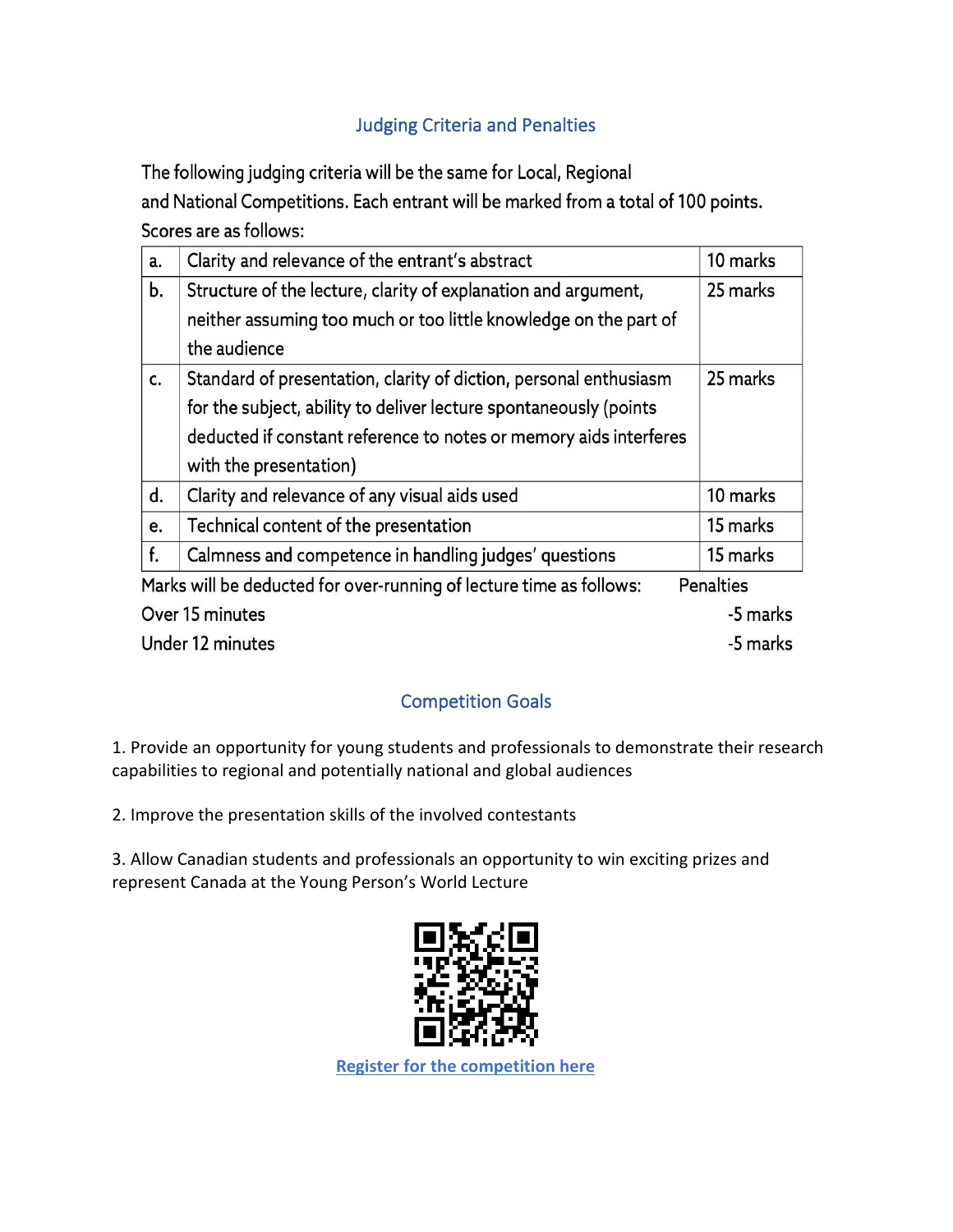## Judging Criteria and Penalties

The following judging criteria will be the same for Local, Regional and National Competitions. Each entrant will be marked from a total of 100 points. Scores are as follows:

| | | |
|---|---|---|
| a. | Clarity and relevance of the entrant's abstract | 10 marks |
| b. | Structure of the lecture, clarity of explanation and argument, neither assuming too much or too little knowledge on the part of the audience | 25 marks |
| c. | Standard of presentation, clarity of diction, personal enthusiasm for the subject, ability to deliver lecture spontaneously (points deducted if constant reference to notes or memory aids interferes with the presentation) | 25 marks |
| d. | Clarity and relevance of any visual aids used | 10 marks |
| e. | Technical content of the presentation | 15 marks |
| f. | Calmness and competence in handling judges' questions | 15 marks |

| Marks will be deducted for over-running of lecture time as follows: | Penalties |
|---|---|
| Over 15 minutes | -5 marks |
| Under 12 minutes | -5 marks |

## Competition Goals

1. Provide an opportunity for young students and professionals to demonstrate their research capabilities to regional and potentially national and global audiences

2. Improve the presentation skills of the involved contestants

3. Allow Canadian students and professionals an opportunity to win exciting prizes and represent Canada at the Young Person's World Lecture

Register for the competition here